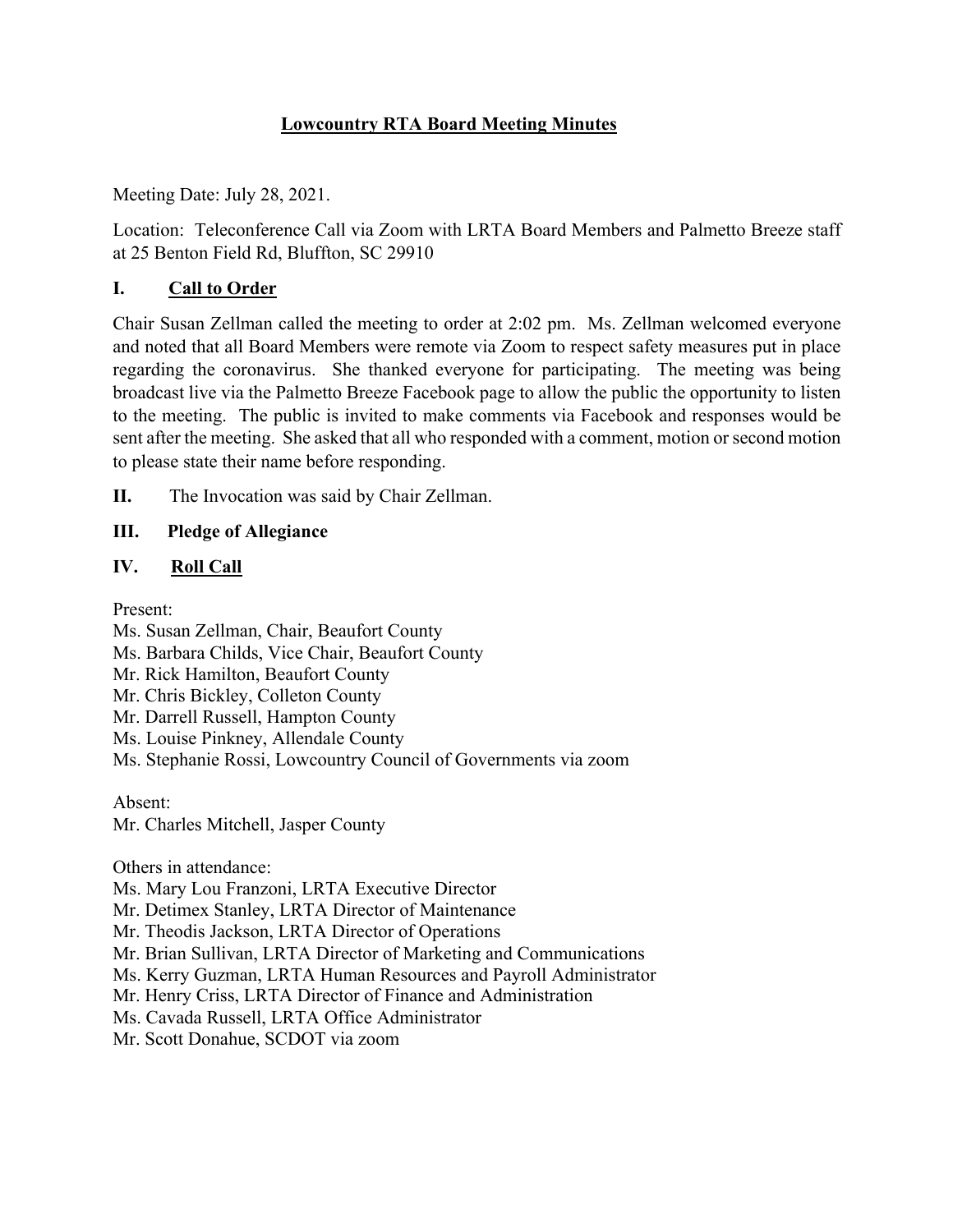# Lowcountry RTA Board Meeting Minutes

Meeting Date: July 28, 2021.

Location: Teleconference Call via Zoom with LRTA Board Members and Palmetto Breeze staff at 25 Benton Field Rd, Bluffton, SC 29910

## I. Call to Order

Chair Susan Zellman called the meeting to order at 2:02 pm. Ms. Zellman welcomed everyone and noted that all Board Members were remote via Zoom to respect safety measures put in place regarding the coronavirus. She thanked everyone for participating. The meeting was being broadcast live via the Palmetto Breeze Facebook page to allow the public the opportunity to listen to the meeting. The public is invited to make comments via Facebook and responses would be sent after the meeting. She asked that all who responded with a comment, motion or second motion to please state their name before responding.

**II.** The Invocation was said by Chair Zellman.

## III. Pledge of Allegiance

## IV. Roll Call

Present:
Ms. Susan Zellman, Chair, Beaufort County
Ms. Barbara Childs, Vice Chair, Beaufort County
Mr. Rick Hamilton, Beaufort County
Mr. Chris Bickley, Colleton County
Mr. Darrell Russell, Hampton County
Ms. Louise Pinkney, Allendale County
Ms. Stephanie Rossi, Lowcountry Council of Governments via zoom

Absent:
Mr. Charles Mitchell, Jasper County

Others in attendance:
Ms. Mary Lou Franzoni, LRTA Executive Director
Mr. Detimex Stanley, LRTA Director of Maintenance
Mr. Theodis Jackson, LRTA Director of Operations
Mr. Brian Sullivan, LRTA Director of Marketing and Communications
Ms. Kerry Guzman, LRTA Human Resources and Payroll Administrator
Mr. Henry Criss, LRTA Director of Finance and Administration
Ms. Cavada Russell, LRTA Office Administrator
Mr. Scott Donahue, SCDOT via zoom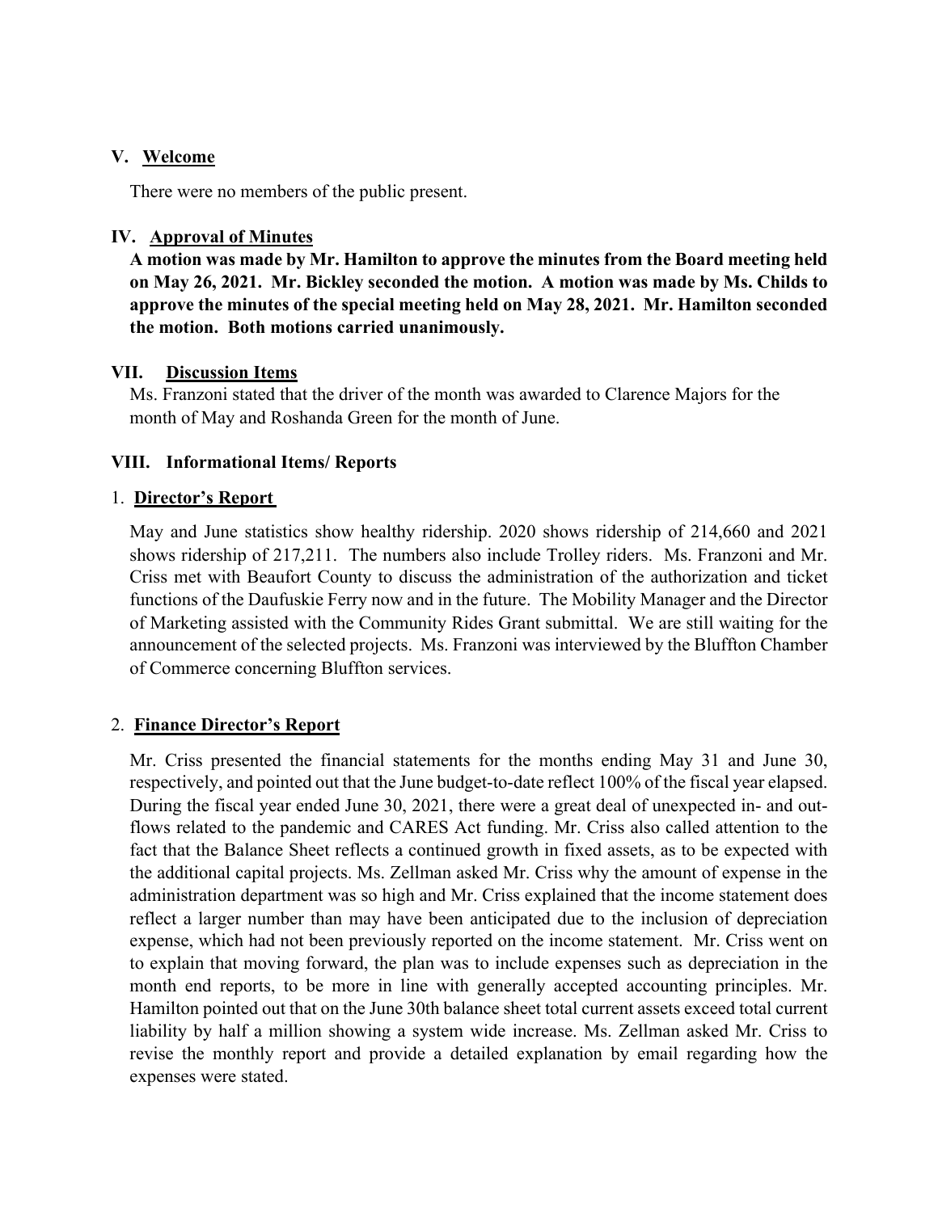## V. Welcome

There were no members of the public present.

## IV. Approval of Minutes

**A motion was made by Mr. Hamilton to approve the minutes from the Board meeting held on May 26, 2021. Mr. Bickley seconded the motion. A motion was made by Ms. Childs to approve the minutes of the special meeting held on May 28, 2021. Mr. Hamilton seconded the motion. Both motions carried unanimously.**

## VII. Discussion Items

Ms. Franzoni stated that the driver of the month was awarded to Clarence Majors for the month of May and Roshanda Green for the month of June.

## VIII. Informational Items/ Reports

### 1. Director's Report

May and June statistics show healthy ridership. 2020 shows ridership of 214,660 and 2021 shows ridership of 217,211. The numbers also include Trolley riders. Ms. Franzoni and Mr. Criss met with Beaufort County to discuss the administration of the authorization and ticket functions of the Daufuskie Ferry now and in the future. The Mobility Manager and the Director of Marketing assisted with the Community Rides Grant submittal. We are still waiting for the announcement of the selected projects. Ms. Franzoni was interviewed by the Bluffton Chamber of Commerce concerning Bluffton services.

### 2. Finance Director's Report

Mr. Criss presented the financial statements for the months ending May 31 and June 30, respectively, and pointed out that the June budget-to-date reflect 100% of the fiscal year elapsed. During the fiscal year ended June 30, 2021, there were a great deal of unexpected in- and out-flows related to the pandemic and CARES Act funding. Mr. Criss also called attention to the fact that the Balance Sheet reflects a continued growth in fixed assets, as to be expected with the additional capital projects. Ms. Zellman asked Mr. Criss why the amount of expense in the administration department was so high and Mr. Criss explained that the income statement does reflect a larger number than may have been anticipated due to the inclusion of depreciation expense, which had not been previously reported on the income statement. Mr. Criss went on to explain that moving forward, the plan was to include expenses such as depreciation in the month end reports, to be more in line with generally accepted accounting principles. Mr. Hamilton pointed out that on the June 30th balance sheet total current assets exceed total current liability by half a million showing a system wide increase. Ms. Zellman asked Mr. Criss to revise the monthly report and provide a detailed explanation by email regarding how the expenses were stated.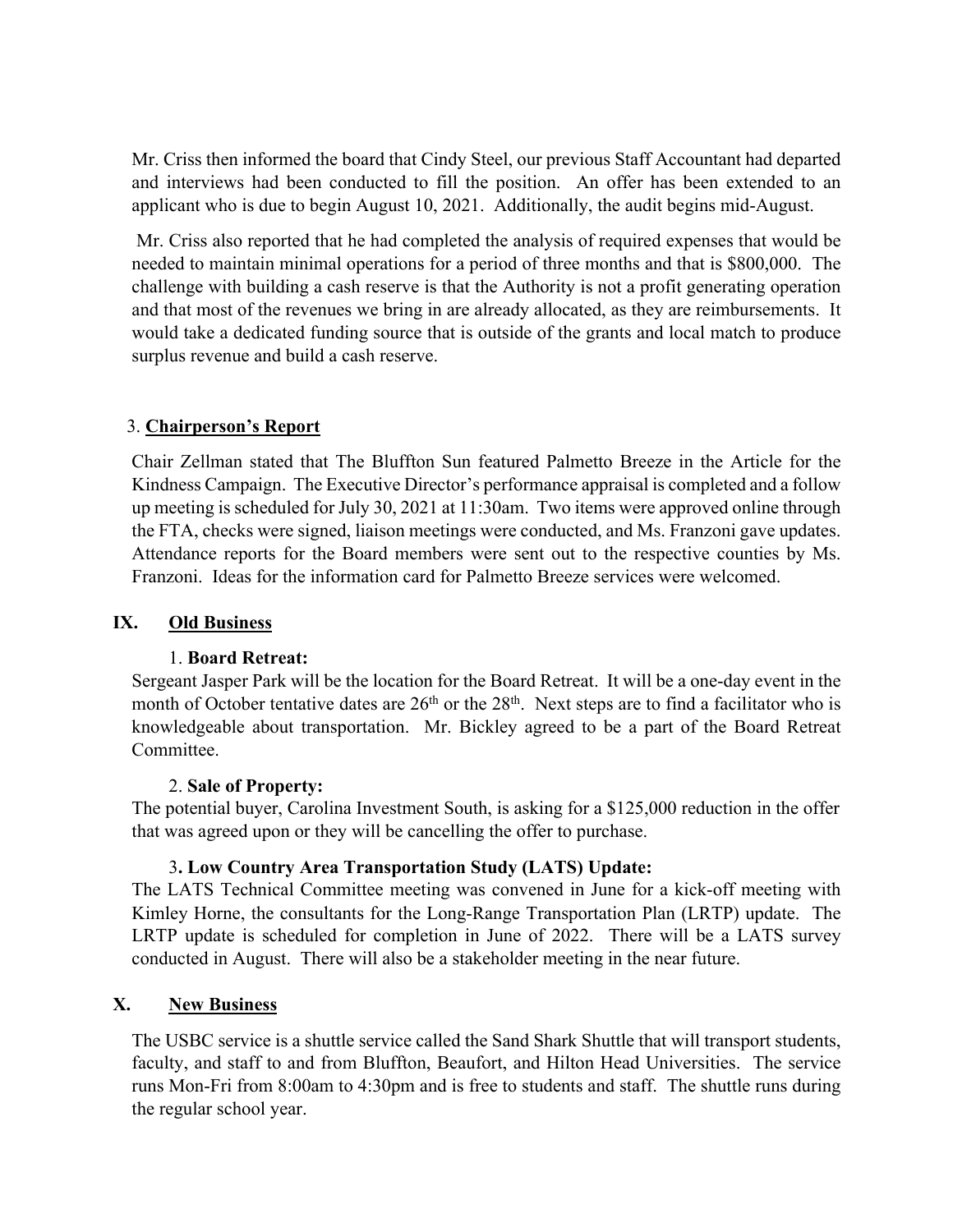Mr. Criss then informed the board that Cindy Steel, our previous Staff Accountant had departed and interviews had been conducted to fill the position. An offer has been extended to an applicant who is due to begin August 10, 2021. Additionally, the audit begins mid-August.

Mr. Criss also reported that he had completed the analysis of required expenses that would be needed to maintain minimal operations for a period of three months and that is $800,000. The challenge with building a cash reserve is that the Authority is not a profit generating operation and that most of the revenues we bring in are already allocated, as they are reimbursements. It would take a dedicated funding source that is outside of the grants and local match to produce surplus revenue and build a cash reserve.

3. **Chairperson's Report**

Chair Zellman stated that The Bluffton Sun featured Palmetto Breeze in the Article for the Kindness Campaign. The Executive Director's performance appraisal is completed and a follow up meeting is scheduled for July 30, 2021 at 11:30am. Two items were approved online through the FTA, checks were signed, liaison meetings were conducted, and Ms. Franzoni gave updates. Attendance reports for the Board members were sent out to the respective counties by Ms. Franzoni. Ideas for the information card for Palmetto Breeze services were welcomed.

## IX. Old Business

1. **Board Retreat:**

Sergeant Jasper Park will be the location for the Board Retreat. It will be a one-day event in the month of October tentative dates are 26th or the 28th. Next steps are to find a facilitator who is knowledgeable about transportation. Mr. Bickley agreed to be a part of the Board Retreat Committee.

2. **Sale of Property:**

The potential buyer, Carolina Investment South, is asking for a $125,000 reduction in the offer that was agreed upon or they will be cancelling the offer to purchase.

3. **Low Country Area Transportation Study (LATS) Update:**

The LATS Technical Committee meeting was convened in June for a kick-off meeting with Kimley Horne, the consultants for the Long-Range Transportation Plan (LRTP) update. The LRTP update is scheduled for completion in June of 2022. There will be a LATS survey conducted in August. There will also be a stakeholder meeting in the near future.

## X. New Business

The USBC service is a shuttle service called the Sand Shark Shuttle that will transport students, faculty, and staff to and from Bluffton, Beaufort, and Hilton Head Universities. The service runs Mon-Fri from 8:00am to 4:30pm and is free to students and staff. The shuttle runs during the regular school year.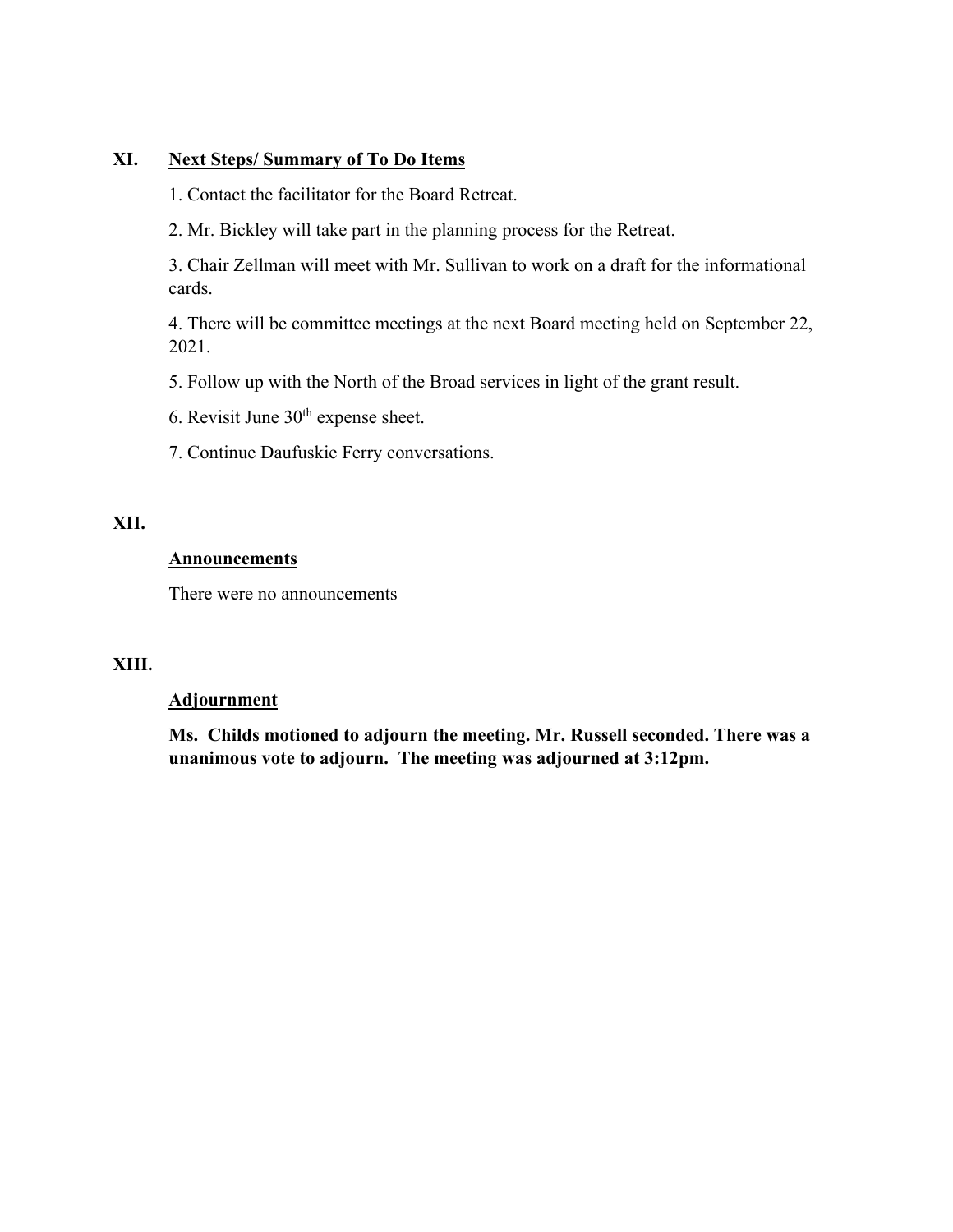## XI. Next Steps/ Summary of To Do Items

1. Contact the facilitator for the Board Retreat.

2. Mr. Bickley will take part in the planning process for the Retreat.

3. Chair Zellman will meet with Mr. Sullivan to work on a draft for the informational cards.

4. There will be committee meetings at the next Board meeting held on September 22, 2021.

5. Follow up with the North of the Broad services in light of the grant result.

6. Revisit June 30th expense sheet.

7. Continue Daufuskie Ferry conversations.

## XII.

### Announcements

There were no announcements

## XIII.

### Adjournment

**Ms. Childs motioned to adjourn the meeting. Mr. Russell seconded. There was a unanimous vote to adjourn. The meeting was adjourned at 3:12pm.**